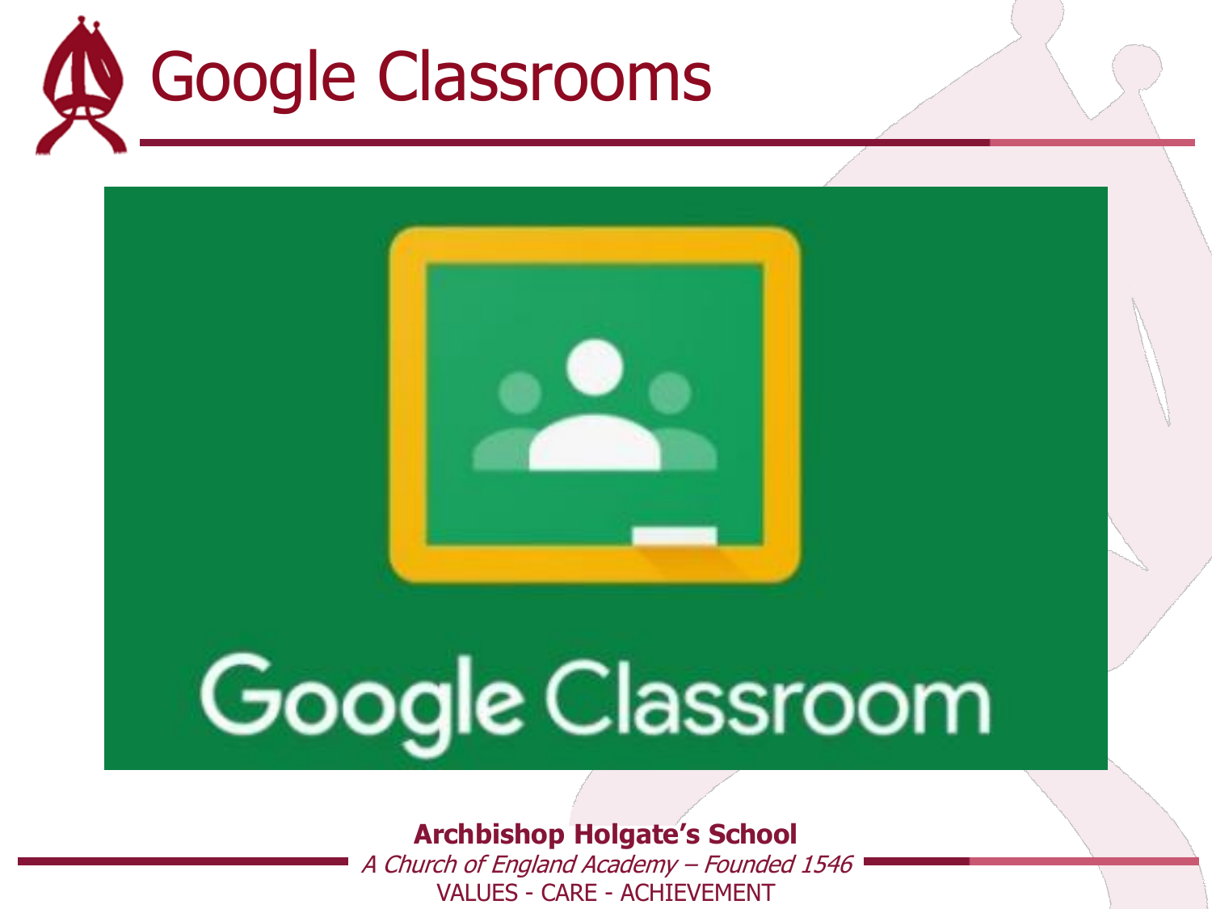# Google Classrooms

**Archbishop Holgate's School**

*A Church of England Academy – Founded 1546*

VALUES - CARE - ACHIEVEMENT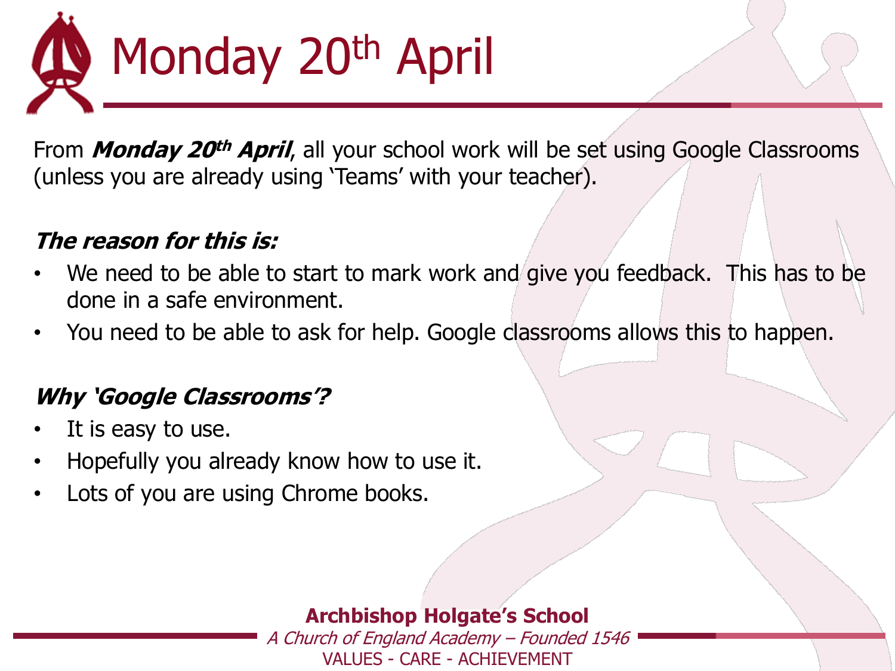# Monday 20th April

From ***Monday 20th April***, all your school work will be set using Google Classrooms (unless you are already using 'Teams' with your teacher).

***The reason for this is:***

- We need to be able to start to mark work and give you feedback. This has to be done in a safe environment.
- You need to be able to ask for help. Google classrooms allows this to happen.

***Why 'Google Classrooms'?***

- It is easy to use.
- Hopefully you already know how to use it.
- Lots of you are using Chrome books.

**Archbishop Holgate's School**
*A Church of England Academy – Founded 1546*
VALUES - CARE - ACHIEVEMENT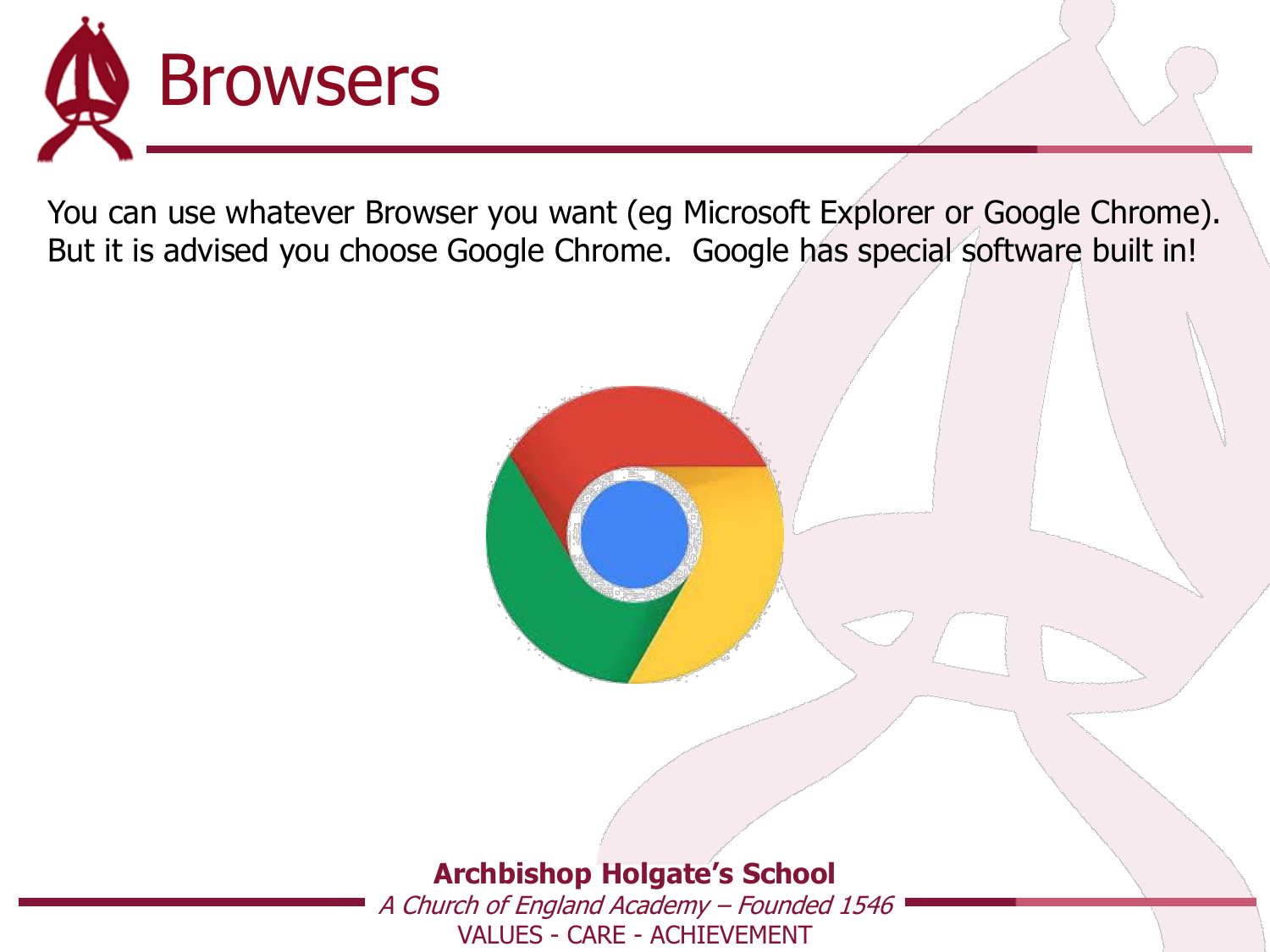# Browsers

You can use whatever Browser you want (eg Microsoft Explorer or Google Chrome). But it is advised you choose Google Chrome. Google has special software built in!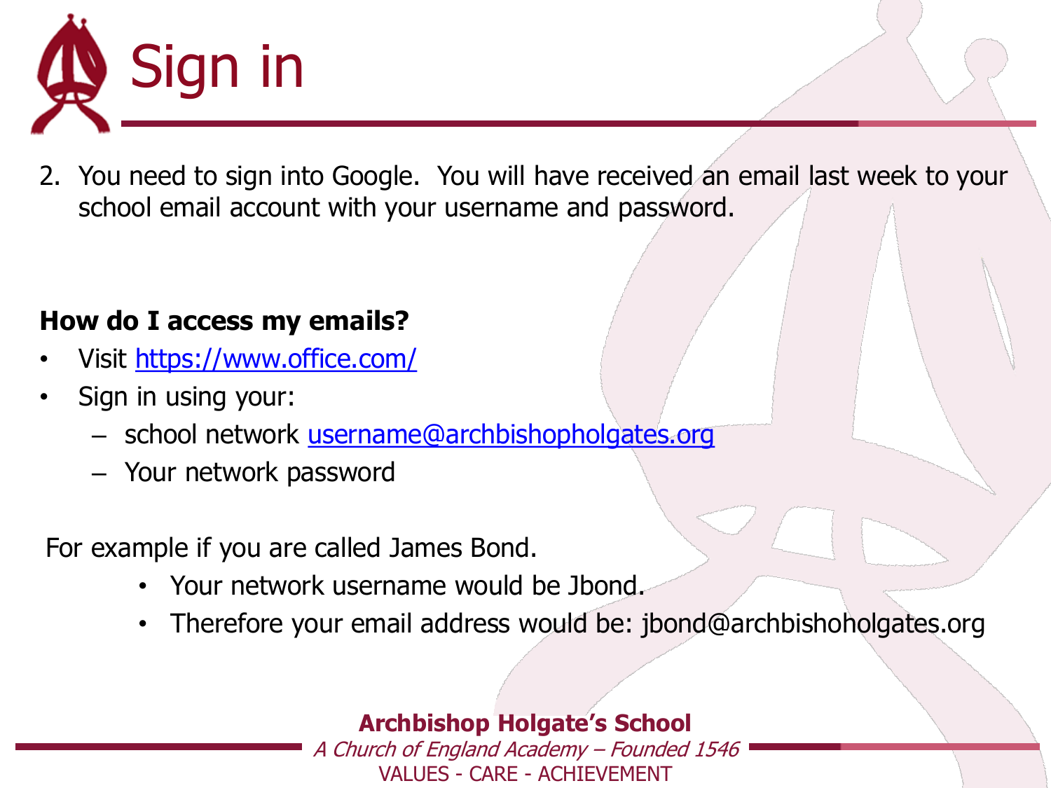# Sign in

2. You need to sign into Google. You will have received an email last week to your school email account with your username and password.

**How do I access my emails?**

- Visit [https://www.office.com/](https://www.office.com/)
- Sign in using your:
  - school network [username@archbishopholgates.org](mailto:username@archbishopholgates.org)
  - Your network password

For example if you are called James Bond.

- Your network username would be Jbond.
- Therefore your email address would be: jbond@archbishoholgates.org

**Archbishop Holgate's School**

*A Church of England Academy – Founded 1546*

VALUES - CARE - ACHIEVEMENT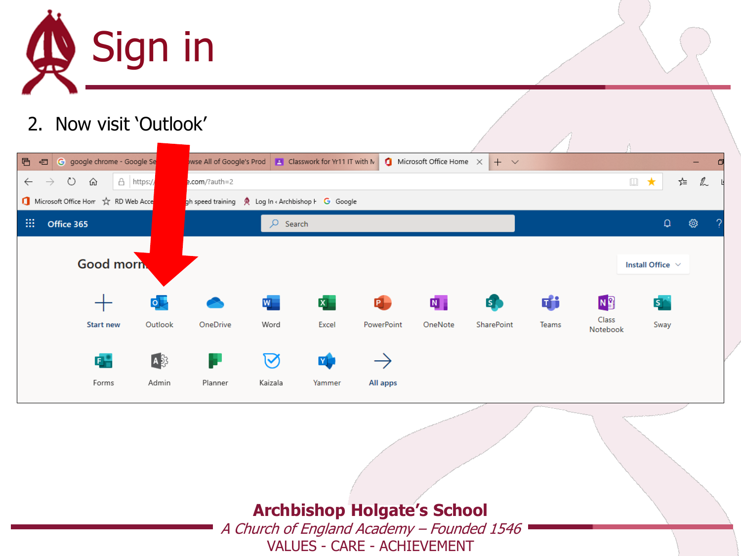# Sign in

2. Now visit 'Outlook'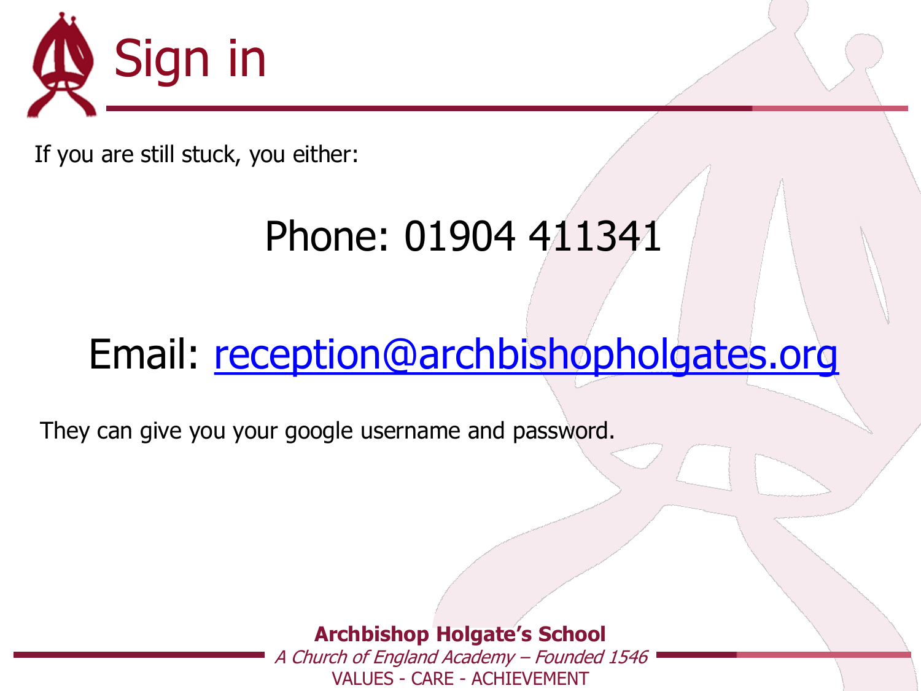# Sign in

If you are still stuck, you either:

Phone: 01904 411341

Email: reception@archbishopholgates.org

They can give you your google username and password.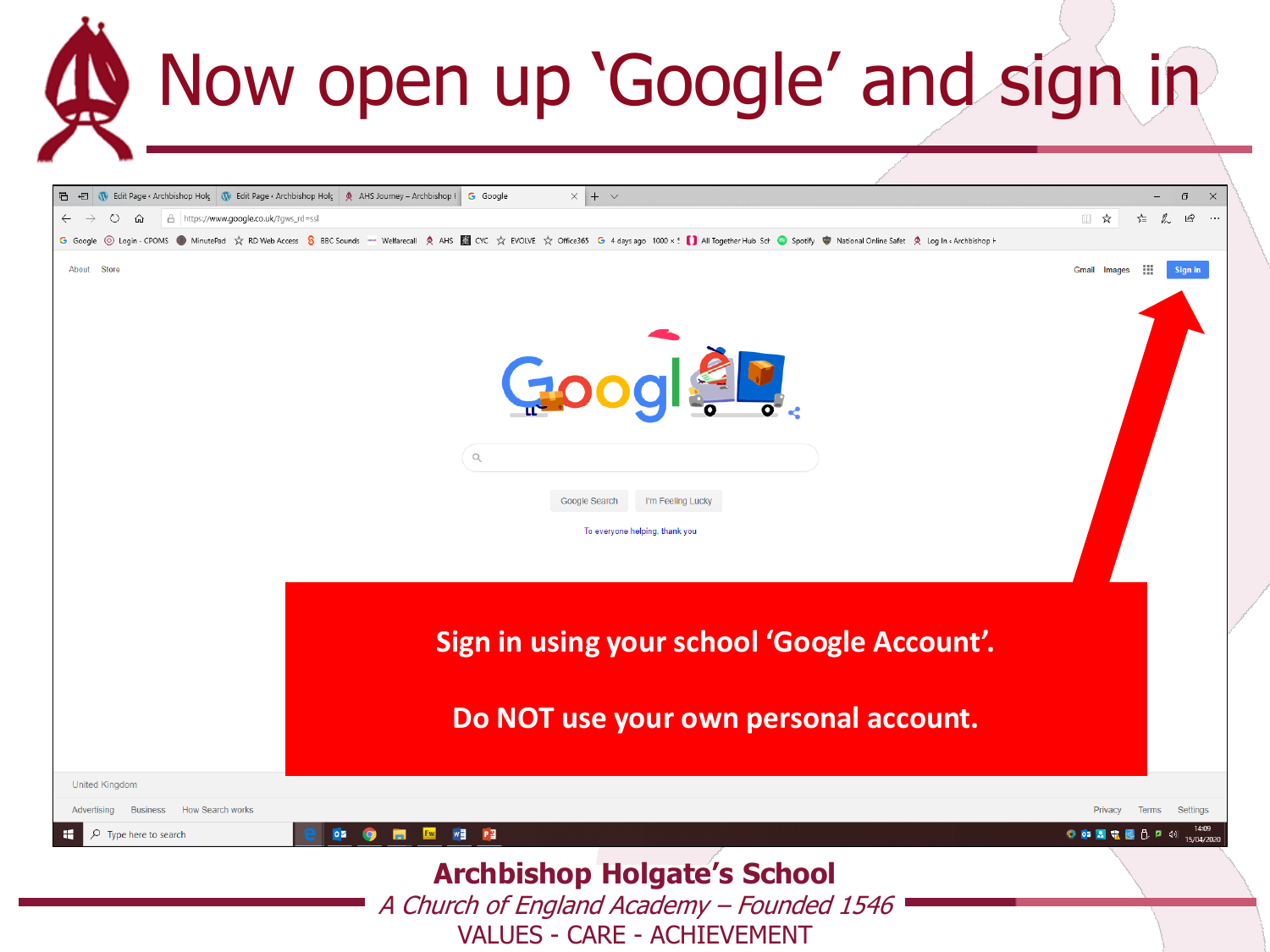# Now open up 'Google' and sign in

**Sign in using your school 'Google Account'.**

**Do NOT use your own personal account.**

**Archbishop Holgate's School**

*A Church of England Academy – Founded 1546*

VALUES - CARE - ACHIEVEMENT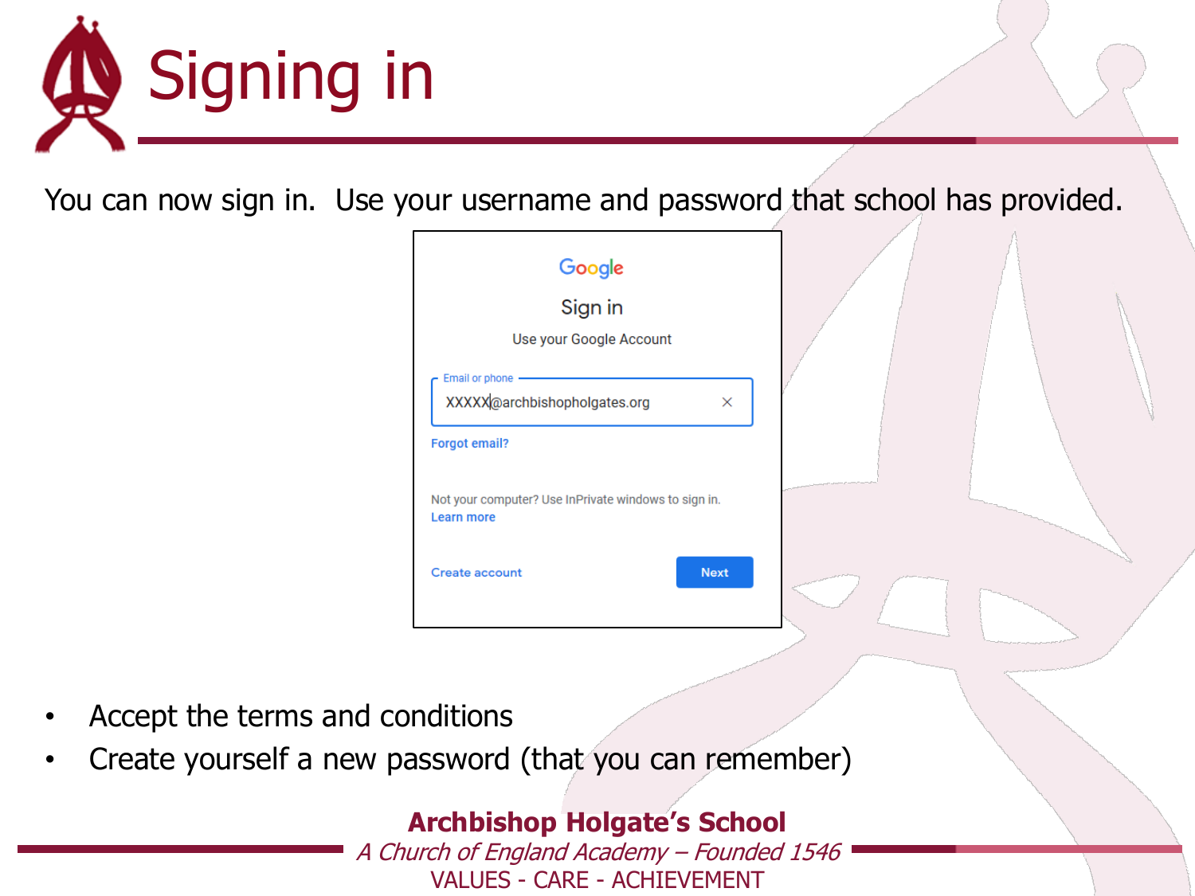# Signing in

You can now sign in. Use your username and password that school has provided.

Google

Sign in

Use your Google Account

Email or phone

XXXXX@archbishopholgates.org

Forgot email?

Not your computer? Use InPrivate windows to sign in.
Learn more

Create account

Next

- Accept the terms and conditions
- Create yourself a new password (that you can remember)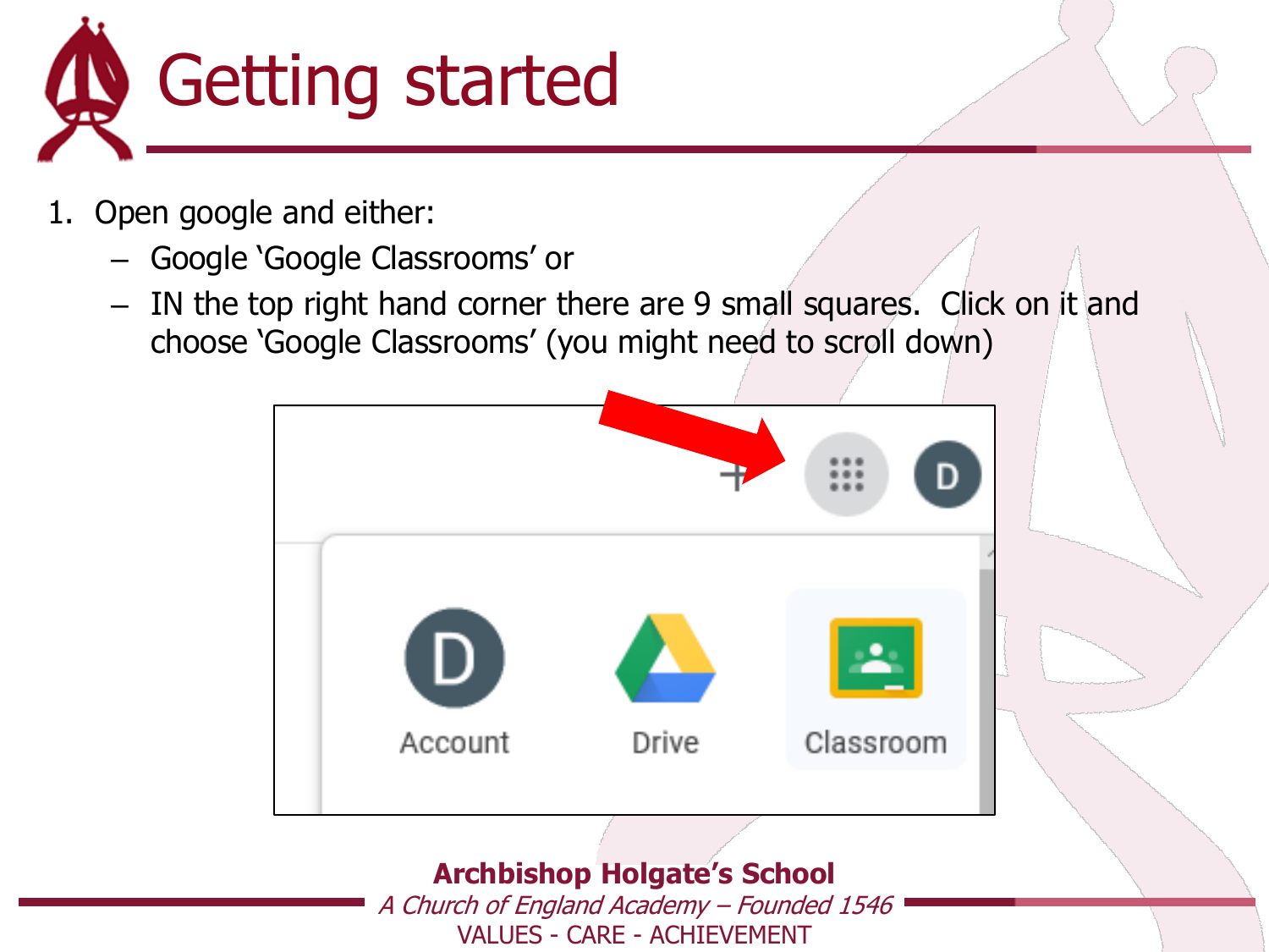# Getting started

1. Open google and either:
   - Google 'Google Classrooms' or
   - IN the top right hand corner there are 9 small squares. Click on it and choose 'Google Classrooms' (you might need to scroll down)

**Archbishop Holgate's School**

*A Church of England Academy – Founded 1546*

VALUES - CARE - ACHIEVEMENT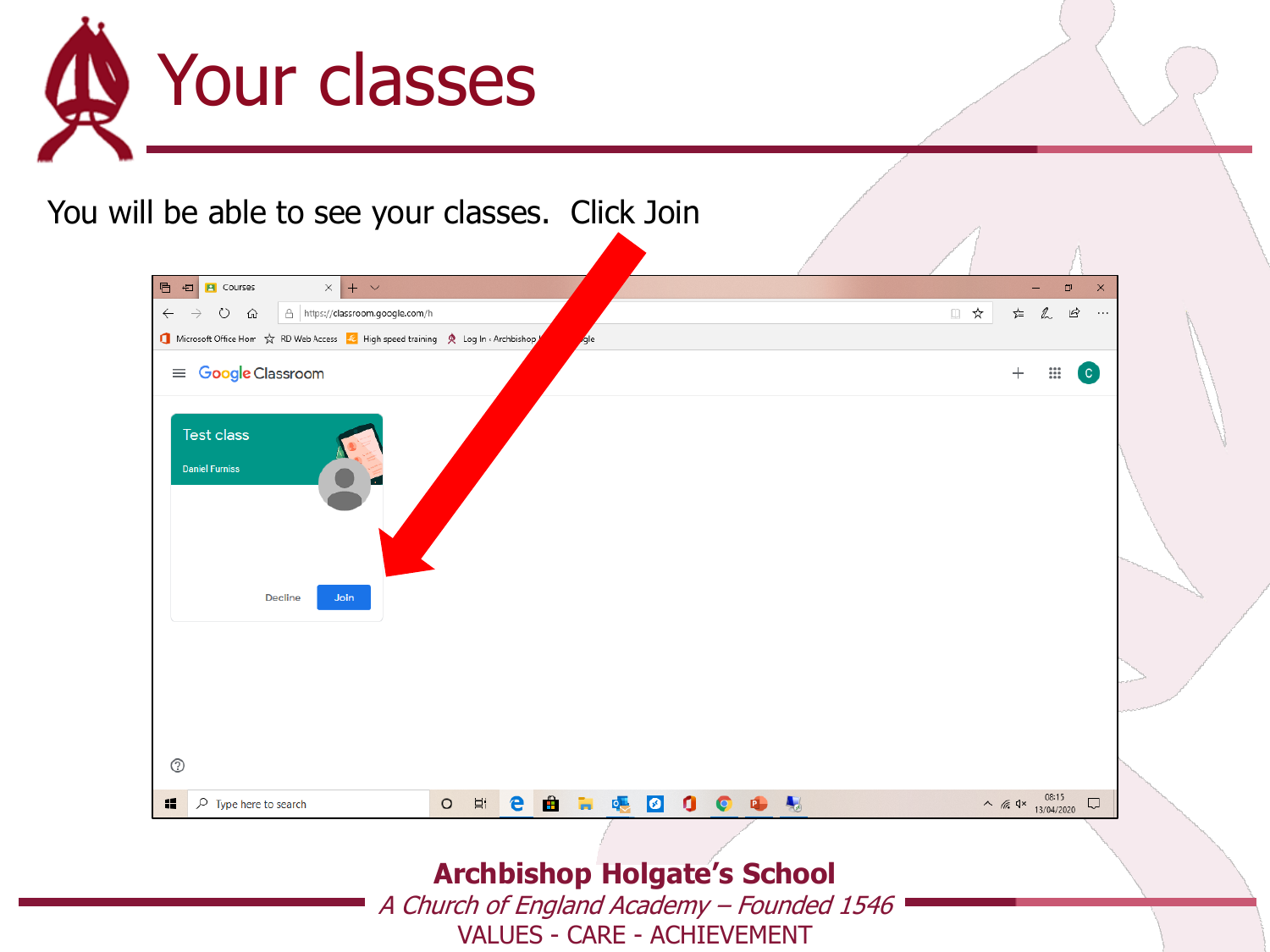# Your classes

You will be able to see your classes. Click Join

**Archbishop Holgate's School**

*A Church of England Academy – Founded 1546*

VALUES - CARE - ACHIEVEMENT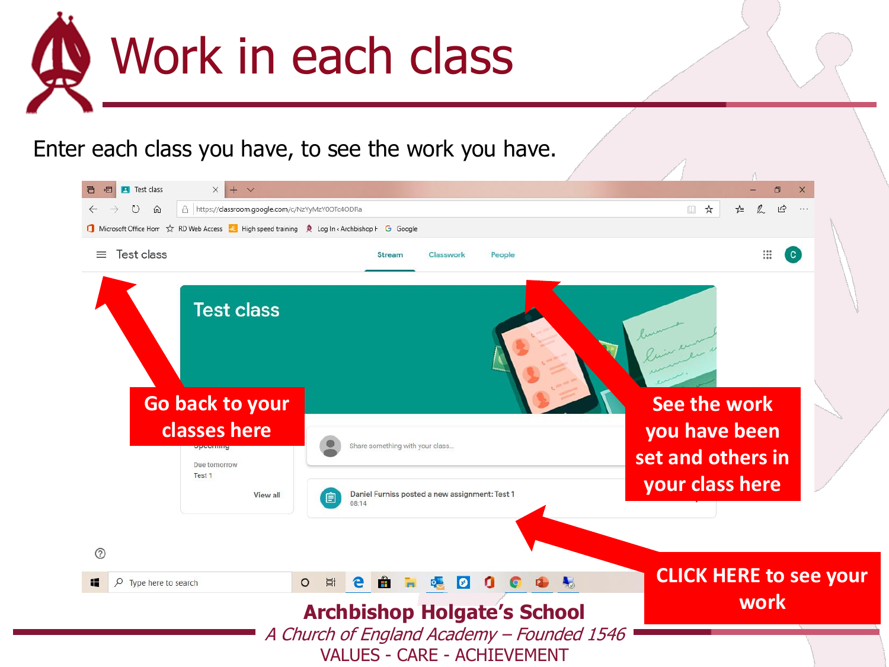# Work in each class

Enter each class you have, to see the work you have.

Go back to your classes here

See the work you have been set and others in your class here

CLICK HERE to see your work

**Archbishop Holgate's School**

*A Church of England Academy – Founded 1546*

VALUES - CARE - ACHIEVEMENT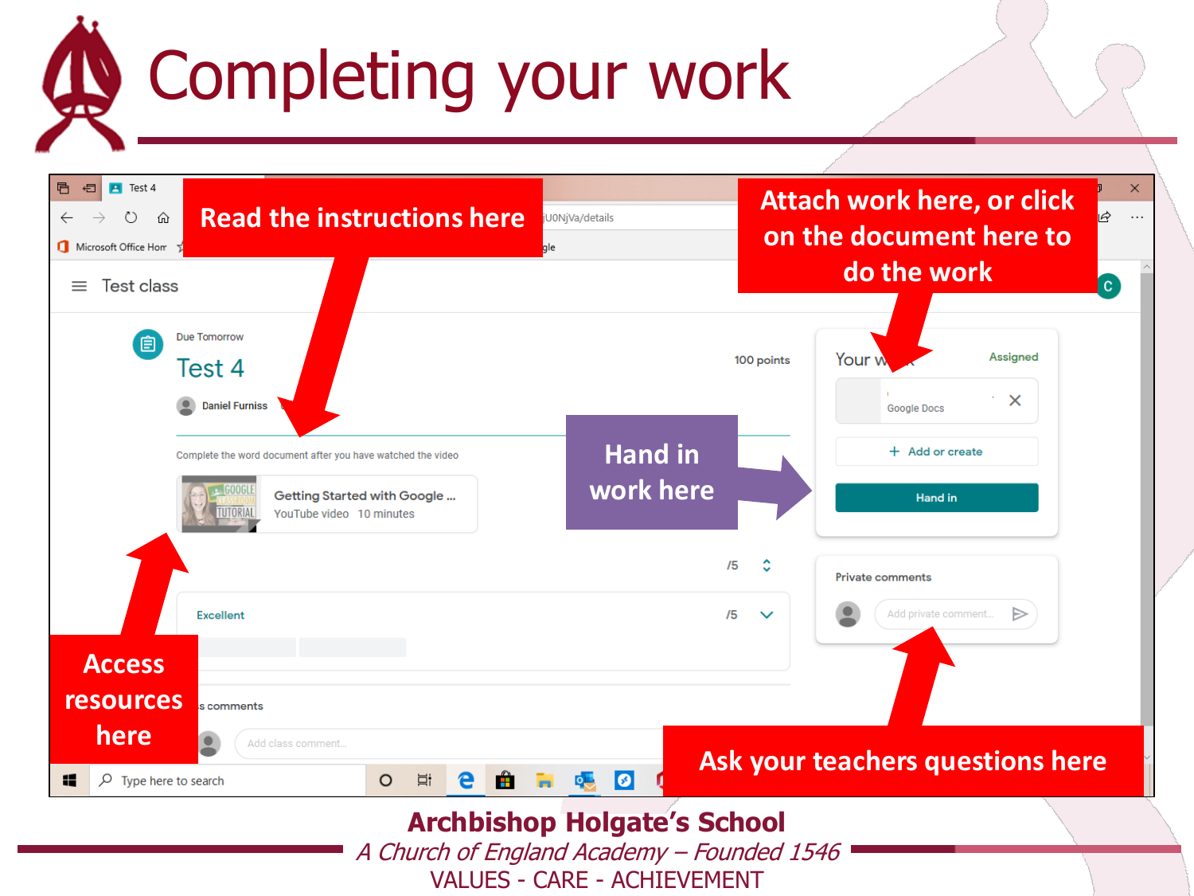# Completing your work

Read the instructions here

Attach work here, or click on the document here to do the work

Test class

Due Tomorrow

Test 4

100 points

Daniel Furniss

Complete the word document after you have watched the video

Getting Started with Google ...
YouTube video 10 minutes

Your work — Assigned

Google Docs

+ Add or create

Hand in

Hand in work here

/5

Excellent /5

Private comments

Add private comment...

Access resources here

Add class comment...

Ask your teachers questions here

**Archbishop Holgate's School**

*A Church of England Academy – Founded 1546*

VALUES - CARE - ACHIEVEMENT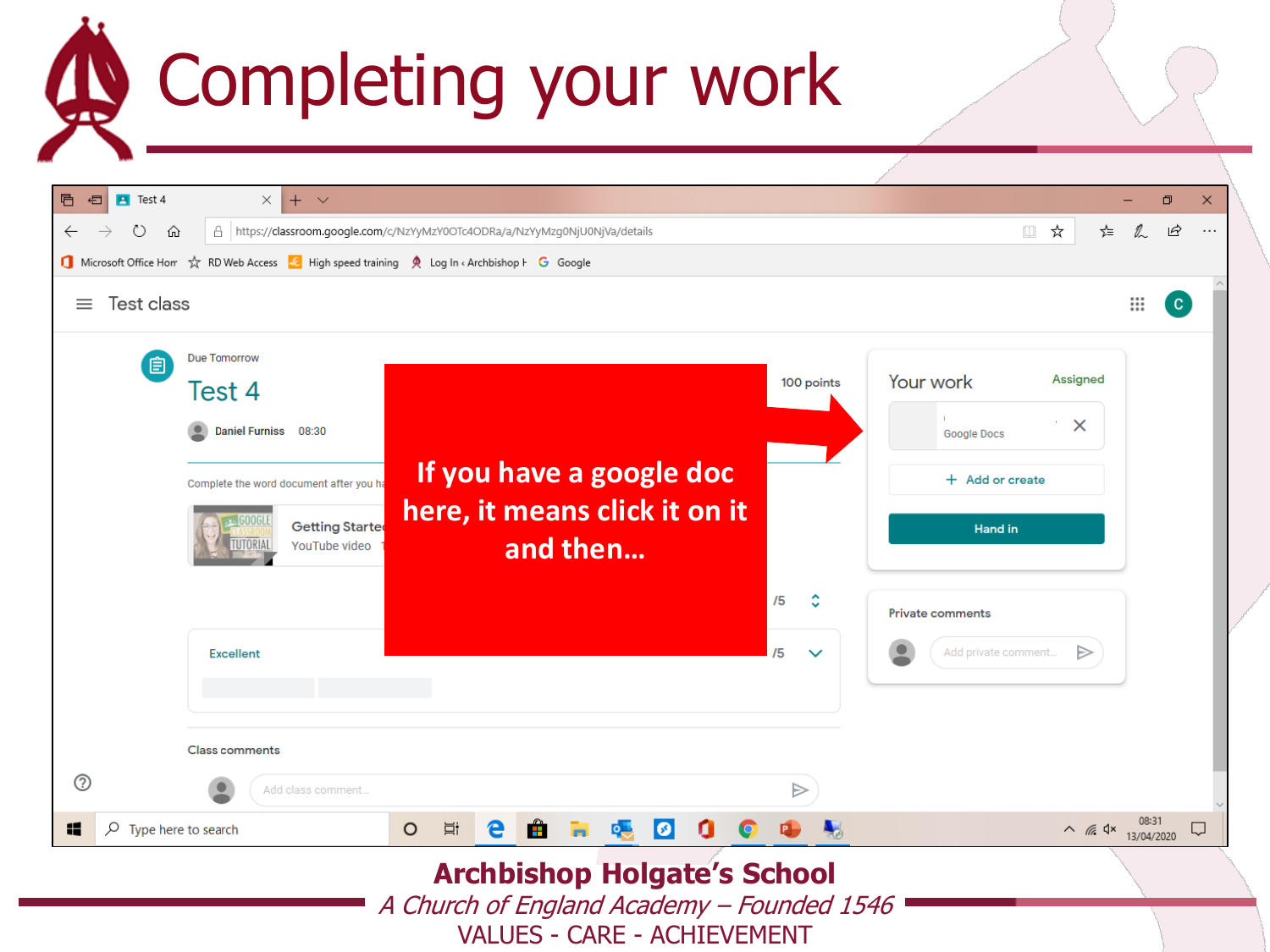# Completing your work

Test class

Due Tomorrow

Test 4

Daniel Furniss 08:30

100 points

Complete the word document after you ha

Getting Starte
YouTube video

If you have a google doc here, it means click it on it and then…

Your work Assigned

Google Docs

+ Add or create

Hand in

Private comments

Add private comment...

/5

Excellent /5

Class comments

Add class comment...

**Archbishop Holgate's School**

*A Church of England Academy – Founded 1546*

VALUES - CARE - ACHIEVEMENT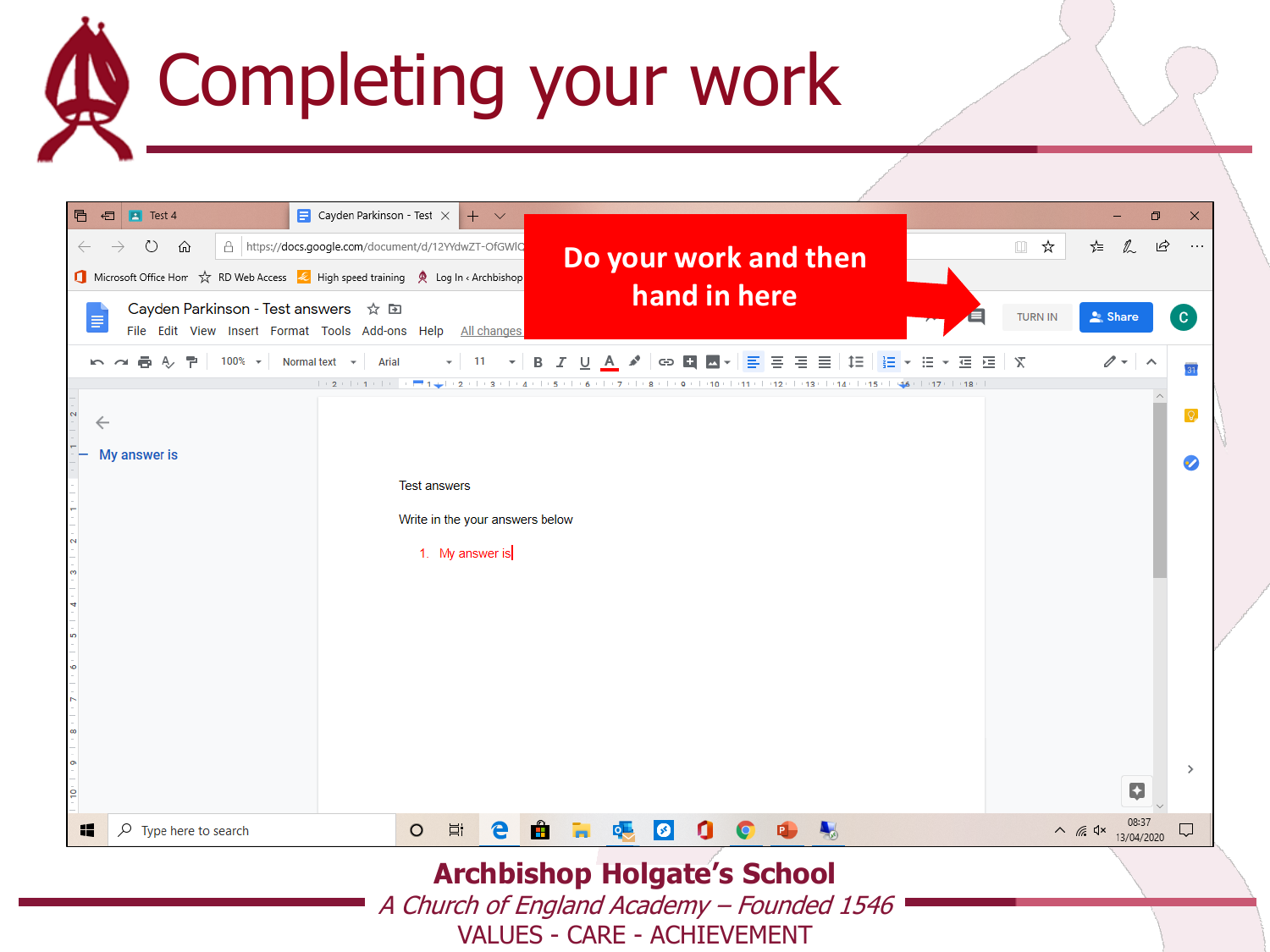# Completing your work

Do your work and then hand in here

Archbishop Holgate's School

*A Church of England Academy – Founded 1546*

VALUES - CARE - ACHIEVEMENT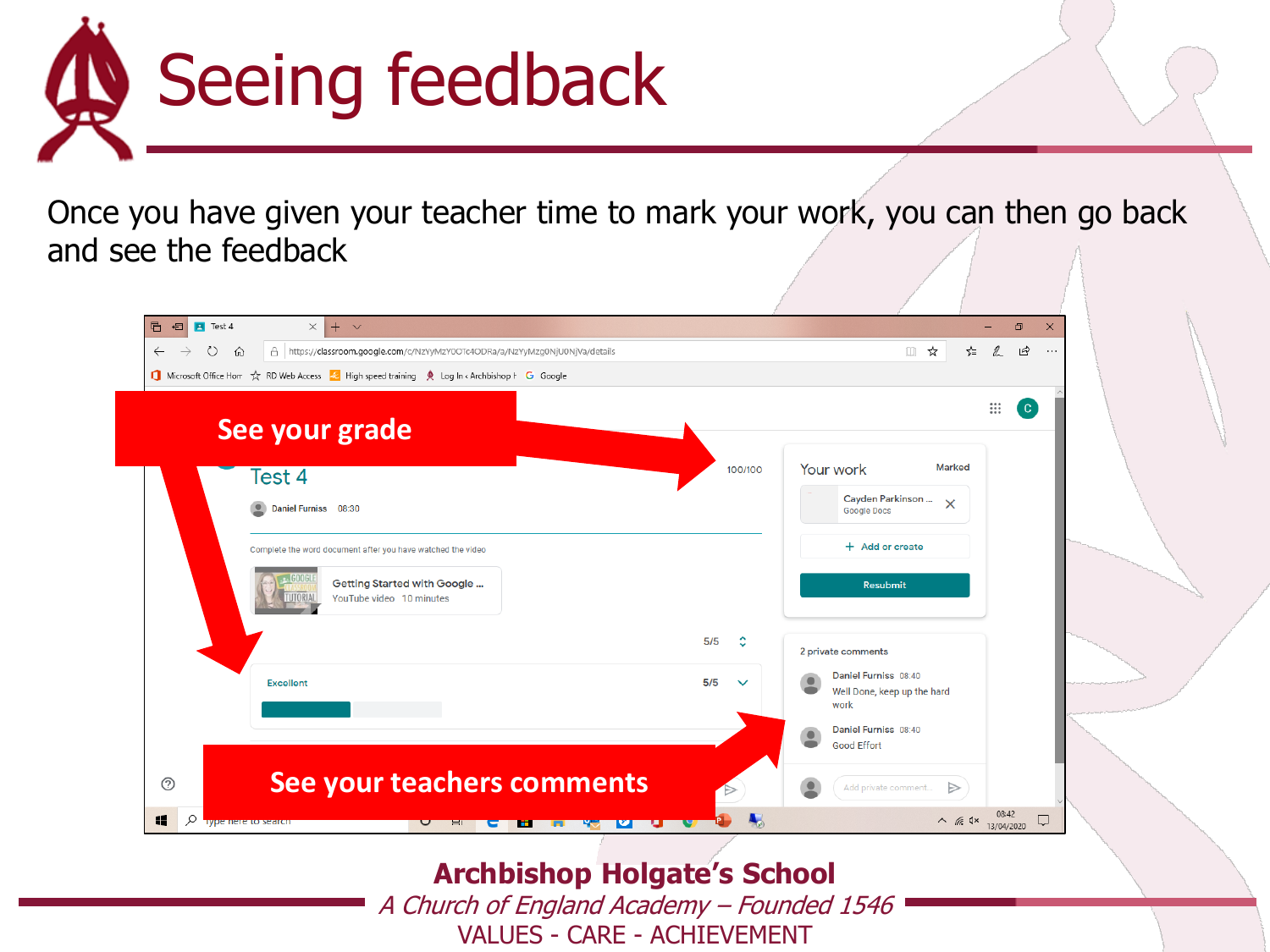# Seeing feedback

Once you have given your teacher time to mark your work, you can then go back and see the feedback

See your grade

See your teachers comments

**Archbishop Holgate's School**

*A Church of England Academy – Founded 1546*

VALUES - CARE - ACHIEVEMENT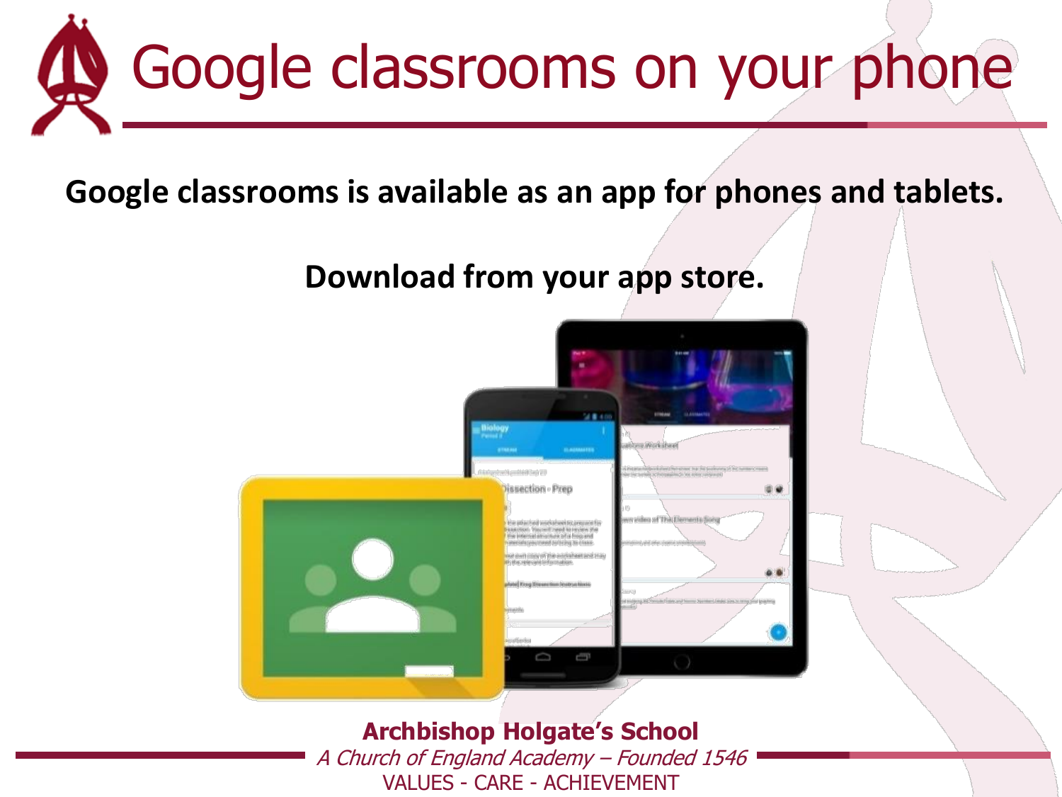# Google classrooms on your phone

**Google classrooms is available as an app for phones and tablets.**

**Download from your app store.**

**Archbishop Holgate's School**
*A Church of England Academy – Founded 1546*
VALUES - CARE - ACHIEVEMENT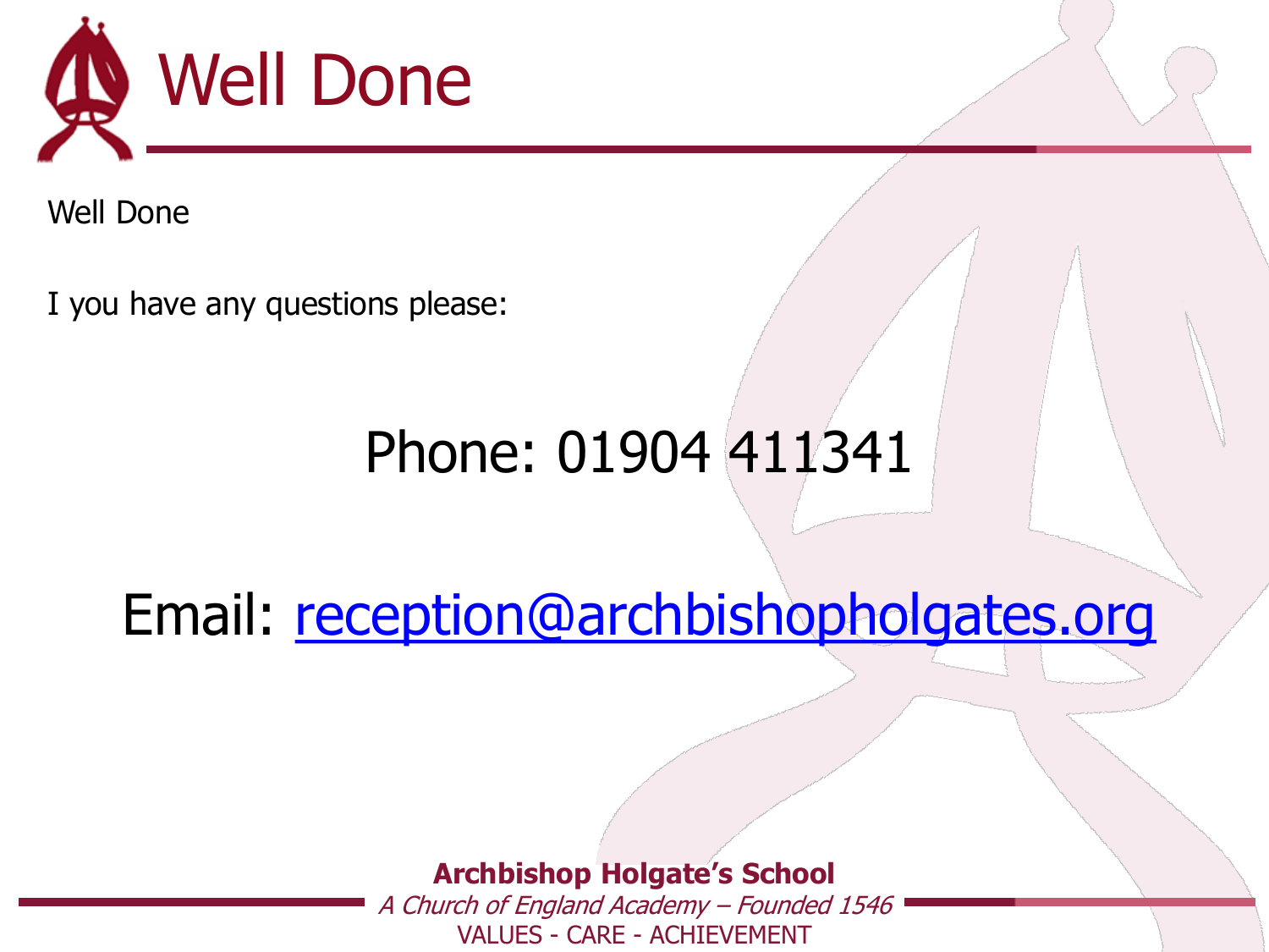# Well Done

Well Done

I you have any questions please:

Phone: 01904 411341

Email: reception@archbishopholgates.org